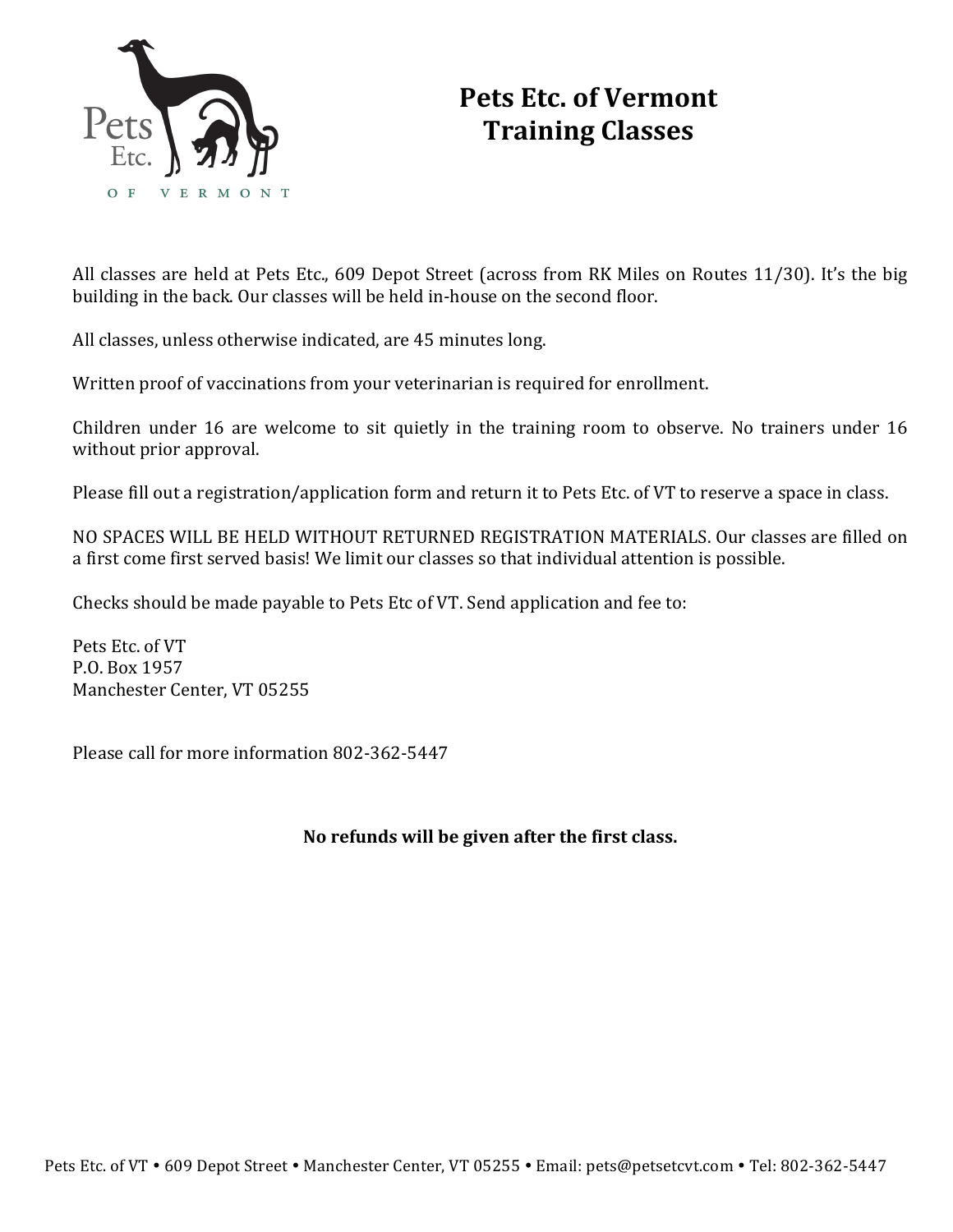# Pets Etc. of Vermont
# Training Classes

All classes are held at Pets Etc., 609 Depot Street (across from RK Miles on Routes 11/30). It's the big building in the back. Our classes will be held in-house on the second floor.

All classes, unless otherwise indicated, are 45 minutes long.

Written proof of vaccinations from your veterinarian is required for enrollment.

Children under 16 are welcome to sit quietly in the training room to observe. No trainers under 16 without prior approval.

Please fill out a registration/application form and return it to Pets Etc. of VT to reserve a space in class.

NO SPACES WILL BE HELD WITHOUT RETURNED REGISTRATION MATERIALS. Our classes are filled on a first come first served basis! We limit our classes so that individual attention is possible.

Checks should be made payable to Pets Etc of VT. Send application and fee to:

Pets Etc. of VT
P.O. Box 1957
Manchester Center, VT 05255

Please call for more information 802-362-5447

**No refunds will be given after the first class.**

Pets Etc. of VT • 609 Depot Street • Manchester Center, VT 05255 • Email: pets@petsetcvt.com • Tel: 802-362-5447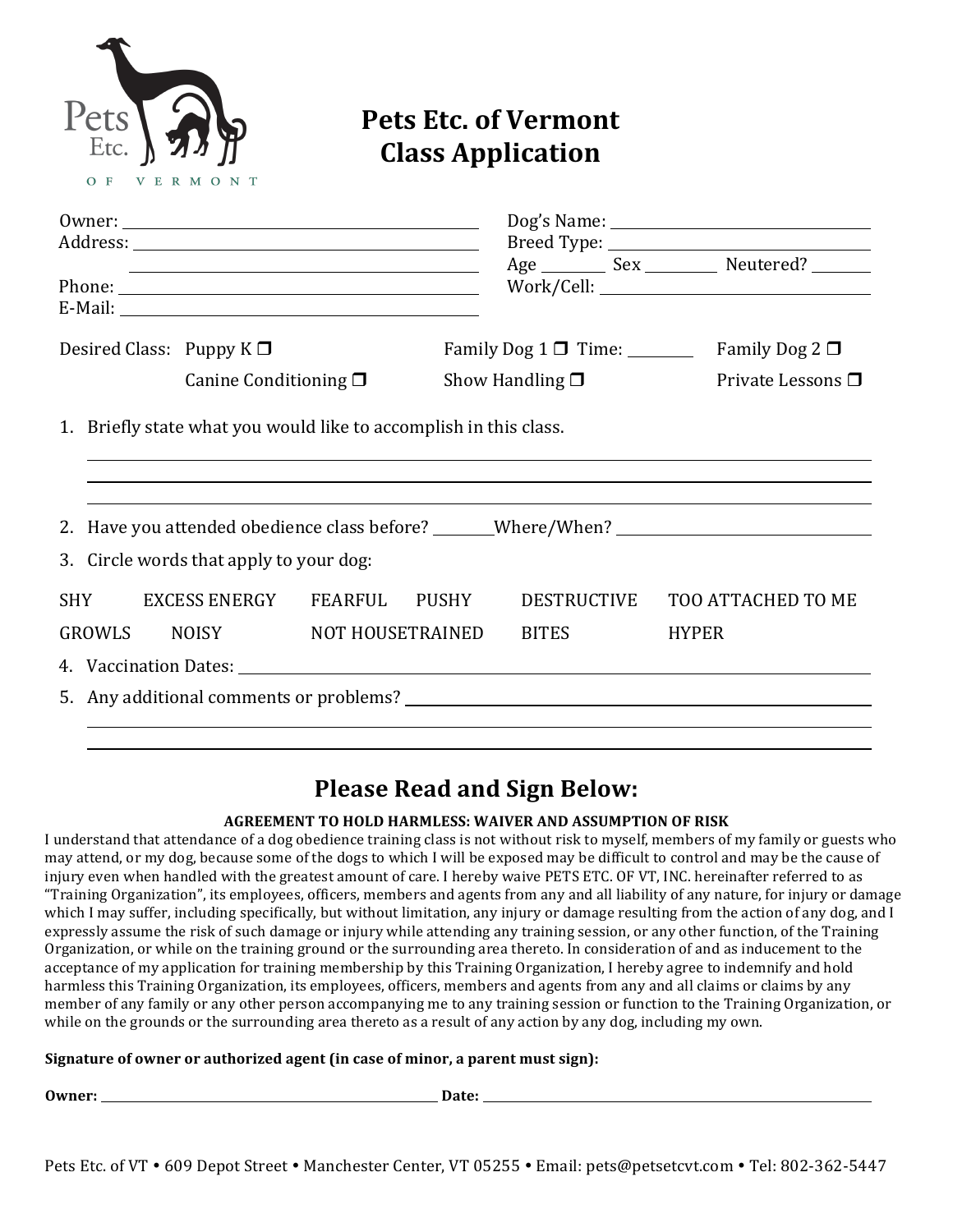# Pets Etc. of Vermont Class Application

| | |
|---|---|
| Owner: ____________________ | Dog's Name: ____________________ |
| Address: ____________________ | Breed Type: ____________________ |
| ____________________ | Age ________ Sex ________ Neutered? ________ |
| Phone: ____________________ | Work/Cell: ____________________ |
| E-Mail: ____________________ | |

Desired Class: Puppy K ❐ Family Dog 1 ❐ Time: ________ Family Dog 2 ❐

Canine Conditioning ❐ Show Handling ❐ Private Lessons ❐

1. Briefly state what you would like to accomplish in this class.

____________________________________________________________

____________________________________________________________

____________________________________________________________

2. Have you attended obedience class before? ________ Where/When? ____________________
3. Circle words that apply to your dog:

SHY EXCESS ENERGY FEARFUL PUSHY DESTRUCTIVE TOO ATTACHED TO ME

GROWLS NOISY NOT HOUSETRAINED BITES HYPER

4. Vaccination Dates: ____________________________________________________________
5. Any additional comments or problems? ____________________________________________

____________________________________________________________

____________________________________________________________

## Please Read and Sign Below:

**AGREEMENT TO HOLD HARMLESS: WAIVER AND ASSUMPTION OF RISK**

I understand that attendance of a dog obedience training class is not without risk to myself, members of my family or guests who may attend, or my dog, because some of the dogs to which I will be exposed may be difficult to control and may be the cause of injury even when handled with the greatest amount of care. I hereby waive PETS ETC. OF VT, INC. hereinafter referred to as "Training Organization", its employees, officers, members and agents from any and all liability of any nature, for injury or damage which I may suffer, including specifically, but without limitation, any injury or damage resulting from the action of any dog, and I expressly assume the risk of such damage or injury while attending any training session, or any other function, of the Training Organization, or while on the training ground or the surrounding area thereto. In consideration of and as inducement to the acceptance of my application for training membership by this Training Organization, I hereby agree to indemnify and hold harmless this Training Organization, its employees, officers, members and agents from any and all claims or claims by any member of any family or any other person accompanying me to any training session or function to the Training Organization, or while on the grounds or the surrounding area thereto as a result of any action by any dog, including my own.

**Signature of owner or authorized agent (in case of minor, a parent must sign):**

**Owner:** ______________________________ **Date:** ______________________________

Pets Etc. of VT • 609 Depot Street • Manchester Center, VT 05255 • Email: pets@petsetcvt.com • Tel: 802-362-5447